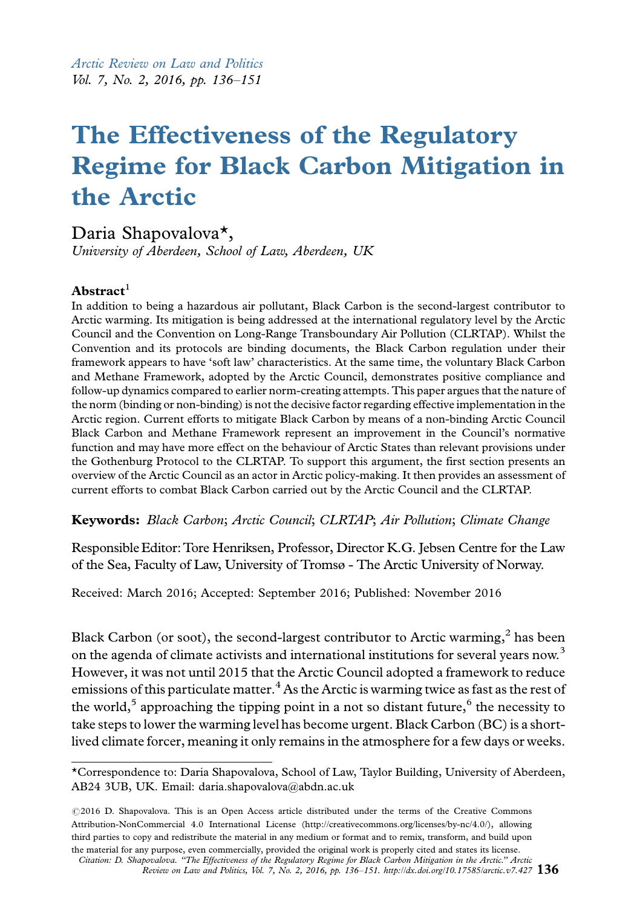# The Effectiveness of the Regulatory Regime for Black Carbon Mitigation in the Arctic

Daria Shapovalova*,

*University of Aberdeen, School of Law, Aberdeen, UK*

**Abstract**[1]

In addition to being a hazardous air pollutant, Black Carbon is the second-largest contributor to Arctic warming. Its mitigation is being addressed at the international regulatory level by the Arctic Council and the Convention on Long-Range Transboundary Air Pollution (CLRTAP). Whilst the Convention and its protocols are binding documents, the Black Carbon regulation under their framework appears to have 'soft law' characteristics. At the same time, the voluntary Black Carbon and Methane Framework, adopted by the Arctic Council, demonstrates positive compliance and follow-up dynamics compared to earlier norm-creating attempts. This paper argues that the nature of the norm (binding or non-binding) is not the decisive factor regarding effective implementation in the Arctic region. Current efforts to mitigate Black Carbon by means of a non-binding Arctic Council Black Carbon and Methane Framework represent an improvement in the Council's normative function and may have more effect on the behaviour of Arctic States than relevant provisions under the Gothenburg Protocol to the CLRTAP. To support this argument, the first section presents an overview of the Arctic Council as an actor in Arctic policy-making. It then provides an assessment of current efforts to combat Black Carbon carried out by the Arctic Council and the CLRTAP.

**Keywords:** *Black Carbon*; *Arctic Council*; *CLRTAP*; *Air Pollution*; *Climate Change*

Responsible Editor: Tore Henriksen, Professor, Director K.G. Jebsen Centre for the Law of the Sea, Faculty of Law, University of Tromsø - The Arctic University of Norway.

Received: March 2016; Accepted: September 2016; Published: November 2016

Black Carbon (or soot), the second-largest contributor to Arctic warming,[2] has been on the agenda of climate activists and international institutions for several years now.[3] However, it was not until 2015 that the Arctic Council adopted a framework to reduce emissions of this particulate matter.[4] As the Arctic is warming twice as fast as the rest of the world,[5] approaching the tipping point in a not so distant future,[6] the necessity to take steps to lower the warming level has become urgent. Black Carbon (BC) is a short-lived climate forcer, meaning it only remains in the atmosphere for a few days or weeks.

*Correspondence to: Daria Shapovalova, School of Law, Taylor Building, University of Aberdeen, AB24 3UB, UK. Email: daria.shapovalova@abdn.ac.uk

©2016 D. Shapovalova. This is an Open Access article distributed under the terms of the Creative Commons Attribution-NonCommercial 4.0 International License (http://creativecommons.org/licenses/by-nc/4.0/), allowing third parties to copy and redistribute the material in any medium or format and to remix, transform, and build upon the material for any purpose, even commercially, provided the original work is properly cited and states its license.

*Citation: D. Shapovalova. "The Effectiveness of the Regulatory Regime for Black Carbon Mitigation in the Arctic." Arctic Review on Law and Politics, Vol. 7, No. 2, 2016, pp. 136–151. http://dx.doi.org/10.17585/arctic.v7.427*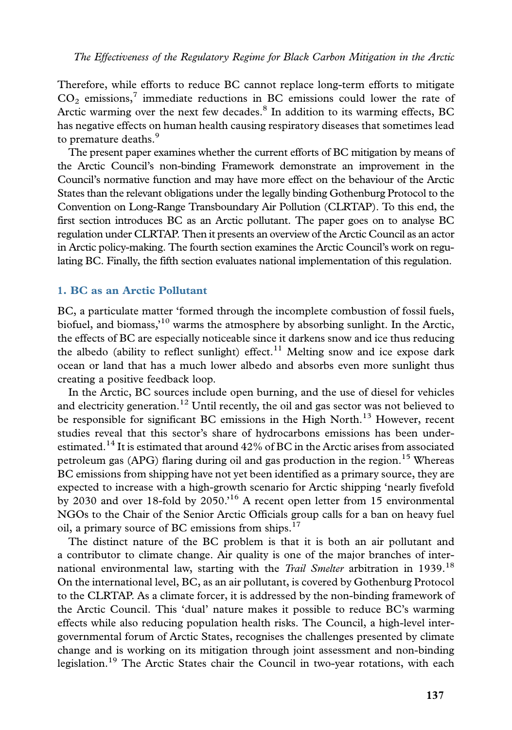Therefore, while efforts to reduce BC cannot replace long-term efforts to mitigate $CO_2$ emissions,[7] immediate reductions in BC emissions could lower the rate of Arctic warming over the next few decades.[8] In addition to its warming effects, BC has negative effects on human health causing respiratory diseases that sometimes lead to premature deaths.[9]

The present paper examines whether the current efforts of BC mitigation by means of the Arctic Council's non-binding Framework demonstrate an improvement in the Council's normative function and may have more effect on the behaviour of the Arctic States than the relevant obligations under the legally binding Gothenburg Protocol to the Convention on Long-Range Transboundary Air Pollution (CLRTAP). To this end, the first section introduces BC as an Arctic pollutant. The paper goes on to analyse BC regulation under CLRTAP. Then it presents an overview of the Arctic Council as an actor in Arctic policy-making. The fourth section examines the Arctic Council's work on regulating BC. Finally, the fifth section evaluates national implementation of this regulation.

## 1. BC as an Arctic Pollutant

BC, a particulate matter 'formed through the incomplete combustion of fossil fuels, biofuel, and biomass,'[10] warms the atmosphere by absorbing sunlight. In the Arctic, the effects of BC are especially noticeable since it darkens snow and ice thus reducing the albedo (ability to reflect sunlight) effect.[11] Melting snow and ice expose dark ocean or land that has a much lower albedo and absorbs even more sunlight thus creating a positive feedback loop.

In the Arctic, BC sources include open burning, and the use of diesel for vehicles and electricity generation.[12] Until recently, the oil and gas sector was not believed to be responsible for significant BC emissions in the High North.[13] However, recent studies reveal that this sector's share of hydrocarbons emissions has been underestimated.[14] It is estimated that around 42% of BC in the Arctic arises from associated petroleum gas (APG) flaring during oil and gas production in the region.[15] Whereas BC emissions from shipping have not yet been identified as a primary source, they are expected to increase with a high-growth scenario for Arctic shipping 'nearly fivefold by 2030 and over 18-fold by 2050.'[16] A recent open letter from 15 environmental NGOs to the Chair of the Senior Arctic Officials group calls for a ban on heavy fuel oil, a primary source of BC emissions from ships.[17]

The distinct nature of the BC problem is that it is both an air pollutant and a contributor to climate change. Air quality is one of the major branches of international environmental law, starting with the *Trail Smelter* arbitration in 1939.[18] On the international level, BC, as an air pollutant, is covered by Gothenburg Protocol to the CLRTAP. As a climate forcer, it is addressed by the non-binding framework of the Arctic Council. This 'dual' nature makes it possible to reduce BC's warming effects while also reducing population health risks. The Council, a high-level intergovernmental forum of Arctic States, recognises the challenges presented by climate change and is working on its mitigation through joint assessment and non-binding legislation.[19] The Arctic States chair the Council in two-year rotations, with each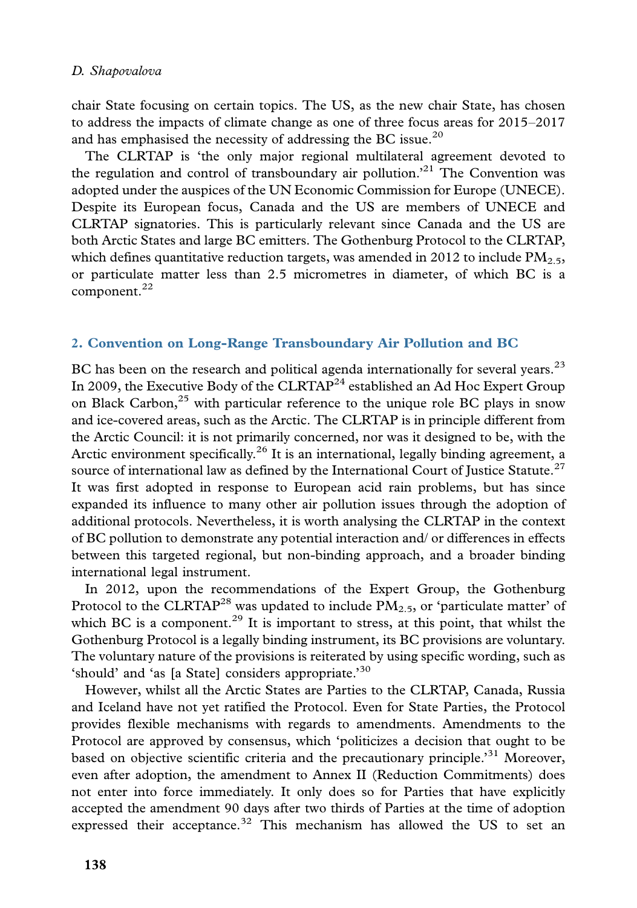chair State focusing on certain topics. The US, as the new chair State, has chosen to address the impacts of climate change as one of three focus areas for 2015–2017 and has emphasised the necessity of addressing the BC issue.[20]

The CLRTAP is 'the only major regional multilateral agreement devoted to the regulation and control of transboundary air pollution.'[21] The Convention was adopted under the auspices of the UN Economic Commission for Europe (UNECE). Despite its European focus, Canada and the US are members of UNECE and CLRTAP signatories. This is particularly relevant since Canada and the US are both Arctic States and large BC emitters. The Gothenburg Protocol to the CLRTAP, which defines quantitative reduction targets, was amended in 2012 to include $PM_{2.5}$, or particulate matter less than 2.5 micrometres in diameter, of which BC is a component.[22]

## 2. Convention on Long-Range Transboundary Air Pollution and BC

BC has been on the research and political agenda internationally for several years.[23] In 2009, the Executive Body of the CLRTAP[24] established an Ad Hoc Expert Group on Black Carbon,[25] with particular reference to the unique role BC plays in snow and ice-covered areas, such as the Arctic. The CLRTAP is in principle different from the Arctic Council: it is not primarily concerned, nor was it designed to be, with the Arctic environment specifically.[26] It is an international, legally binding agreement, a source of international law as defined by the International Court of Justice Statute.[27] It was first adopted in response to European acid rain problems, but has since expanded its influence to many other air pollution issues through the adoption of additional protocols. Nevertheless, it is worth analysing the CLRTAP in the context of BC pollution to demonstrate any potential interaction and/ or differences in effects between this targeted regional, but non-binding approach, and a broader binding international legal instrument.

In 2012, upon the recommendations of the Expert Group, the Gothenburg Protocol to the CLRTAP[28] was updated to include $PM_{2.5}$, or 'particulate matter' of which BC is a component.[29] It is important to stress, at this point, that whilst the Gothenburg Protocol is a legally binding instrument, its BC provisions are voluntary. The voluntary nature of the provisions is reiterated by using specific wording, such as 'should' and 'as [a State] considers appropriate.'[30]

However, whilst all the Arctic States are Parties to the CLRTAP, Canada, Russia and Iceland have not yet ratified the Protocol. Even for State Parties, the Protocol provides flexible mechanisms with regards to amendments. Amendments to the Protocol are approved by consensus, which 'politicizes a decision that ought to be based on objective scientific criteria and the precautionary principle.'[31] Moreover, even after adoption, the amendment to Annex II (Reduction Commitments) does not enter into force immediately. It only does so for Parties that have explicitly accepted the amendment 90 days after two thirds of Parties at the time of adoption expressed their acceptance.[32] This mechanism has allowed the US to set an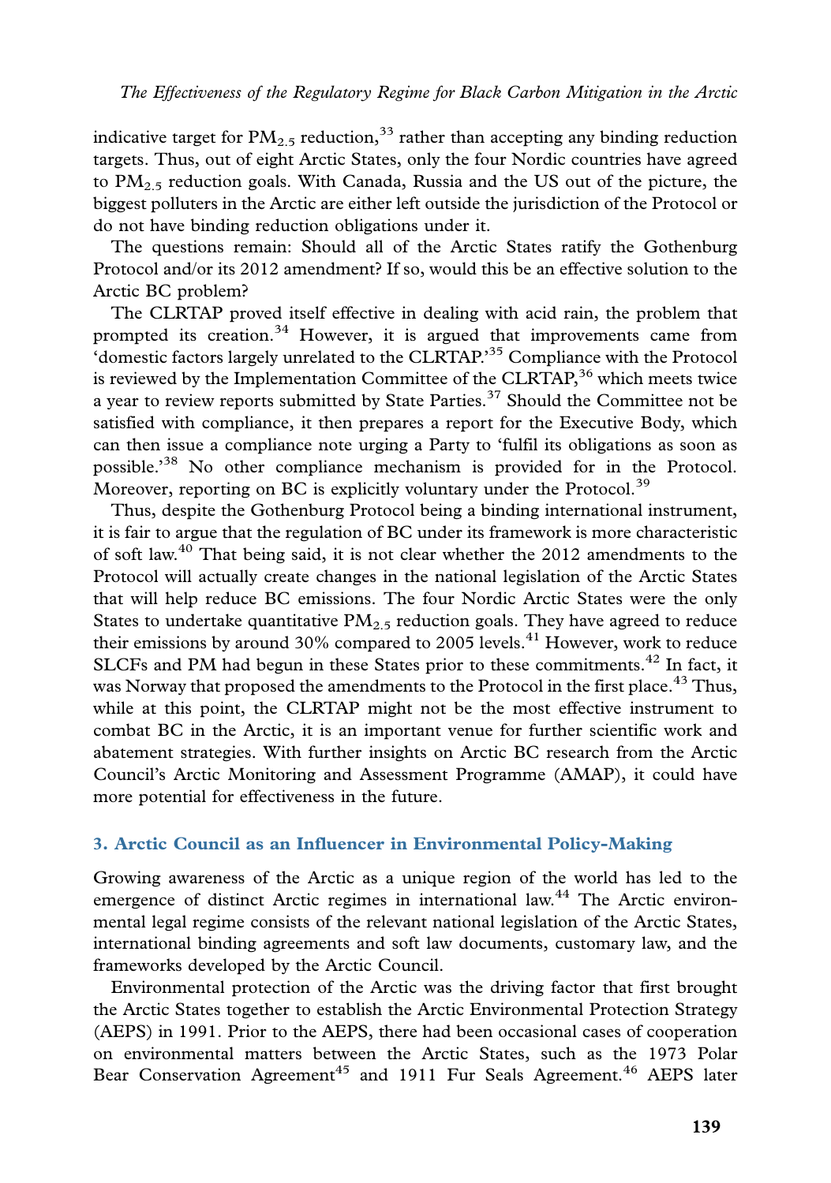indicative target for $PM_{2.5}$ reduction,[33] rather than accepting any binding reduction targets. Thus, out of eight Arctic States, only the four Nordic countries have agreed to $PM_{2.5}$ reduction goals. With Canada, Russia and the US out of the picture, the biggest polluters in the Arctic are either left outside the jurisdiction of the Protocol or do not have binding reduction obligations under it.

The questions remain: Should all of the Arctic States ratify the Gothenburg Protocol and/or its 2012 amendment? If so, would this be an effective solution to the Arctic BC problem?

The CLRTAP proved itself effective in dealing with acid rain, the problem that prompted its creation.[34] However, it is argued that improvements came from 'domestic factors largely unrelated to the CLRTAP.'[35] Compliance with the Protocol is reviewed by the Implementation Committee of the CLRTAP,[36] which meets twice a year to review reports submitted by State Parties.[37] Should the Committee not be satisfied with compliance, it then prepares a report for the Executive Body, which can then issue a compliance note urging a Party to 'fulfil its obligations as soon as possible.'[38] No other compliance mechanism is provided for in the Protocol. Moreover, reporting on BC is explicitly voluntary under the Protocol.[39]

Thus, despite the Gothenburg Protocol being a binding international instrument, it is fair to argue that the regulation of BC under its framework is more characteristic of soft law.[40] That being said, it is not clear whether the 2012 amendments to the Protocol will actually create changes in the national legislation of the Arctic States that will help reduce BC emissions. The four Nordic Arctic States were the only States to undertake quantitative $PM_{2.5}$ reduction goals. They have agreed to reduce their emissions by around 30% compared to 2005 levels.[41] However, work to reduce SLCFs and PM had begun in these States prior to these commitments.[42] In fact, it was Norway that proposed the amendments to the Protocol in the first place.[43] Thus, while at this point, the CLRTAP might not be the most effective instrument to combat BC in the Arctic, it is an important venue for further scientific work and abatement strategies. With further insights on Arctic BC research from the Arctic Council's Arctic Monitoring and Assessment Programme (AMAP), it could have more potential for effectiveness in the future.

## 3. Arctic Council as an Influencer in Environmental Policy-Making

Growing awareness of the Arctic as a unique region of the world has led to the emergence of distinct Arctic regimes in international law.[44] The Arctic environmental legal regime consists of the relevant national legislation of the Arctic States, international binding agreements and soft law documents, customary law, and the frameworks developed by the Arctic Council.

Environmental protection of the Arctic was the driving factor that first brought the Arctic States together to establish the Arctic Environmental Protection Strategy (AEPS) in 1991. Prior to the AEPS, there had been occasional cases of cooperation on environmental matters between the Arctic States, such as the 1973 Polar Bear Conservation Agreement[45] and 1911 Fur Seals Agreement.[46] AEPS later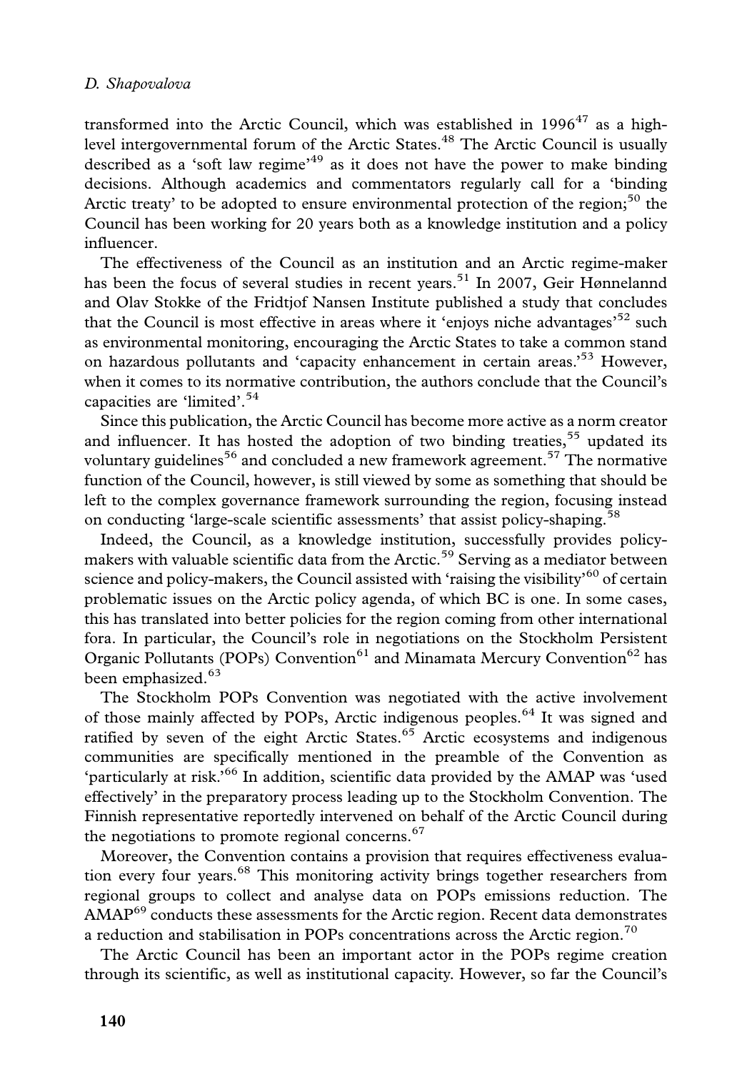transformed into the Arctic Council, which was established in 1996[47] as a high-level intergovernmental forum of the Arctic States.[48] The Arctic Council is usually described as a 'soft law regime'[49] as it does not have the power to make binding decisions. Although academics and commentators regularly call for a 'binding Arctic treaty' to be adopted to ensure environmental protection of the region;[50] the Council has been working for 20 years both as a knowledge institution and a policy influencer.

The effectiveness of the Council as an institution and an Arctic regime-maker has been the focus of several studies in recent years.[51] In 2007, Geir Hønnelannd and Olav Stokke of the Fridtjof Nansen Institute published a study that concludes that the Council is most effective in areas where it 'enjoys niche advantages'[52] such as environmental monitoring, encouraging the Arctic States to take a common stand on hazardous pollutants and 'capacity enhancement in certain areas.'[53] However, when it comes to its normative contribution, the authors conclude that the Council's capacities are 'limited'.[54]

Since this publication, the Arctic Council has become more active as a norm creator and influencer. It has hosted the adoption of two binding treaties,[55] updated its voluntary guidelines[56] and concluded a new framework agreement.[57] The normative function of the Council, however, is still viewed by some as something that should be left to the complex governance framework surrounding the region, focusing instead on conducting 'large-scale scientific assessments' that assist policy-shaping.[58]

Indeed, the Council, as a knowledge institution, successfully provides policy-makers with valuable scientific data from the Arctic.[59] Serving as a mediator between science and policy-makers, the Council assisted with 'raising the visibility'[60] of certain problematic issues on the Arctic policy agenda, of which BC is one. In some cases, this has translated into better policies for the region coming from other international fora. In particular, the Council's role in negotiations on the Stockholm Persistent Organic Pollutants (POPs) Convention[61] and Minamata Mercury Convention[62] has been emphasized.[63]

The Stockholm POPs Convention was negotiated with the active involvement of those mainly affected by POPs, Arctic indigenous peoples.[64] It was signed and ratified by seven of the eight Arctic States.[65] Arctic ecosystems and indigenous communities are specifically mentioned in the preamble of the Convention as 'particularly at risk.'[66] In addition, scientific data provided by the AMAP was 'used effectively' in the preparatory process leading up to the Stockholm Convention. The Finnish representative reportedly intervened on behalf of the Arctic Council during the negotiations to promote regional concerns.[67]

Moreover, the Convention contains a provision that requires effectiveness evaluation every four years.[68] This monitoring activity brings together researchers from regional groups to collect and analyse data on POPs emissions reduction. The AMAP[69] conducts these assessments for the Arctic region. Recent data demonstrates a reduction and stabilisation in POPs concentrations across the Arctic region.[70]

The Arctic Council has been an important actor in the POPs regime creation through its scientific, as well as institutional capacity. However, so far the Council's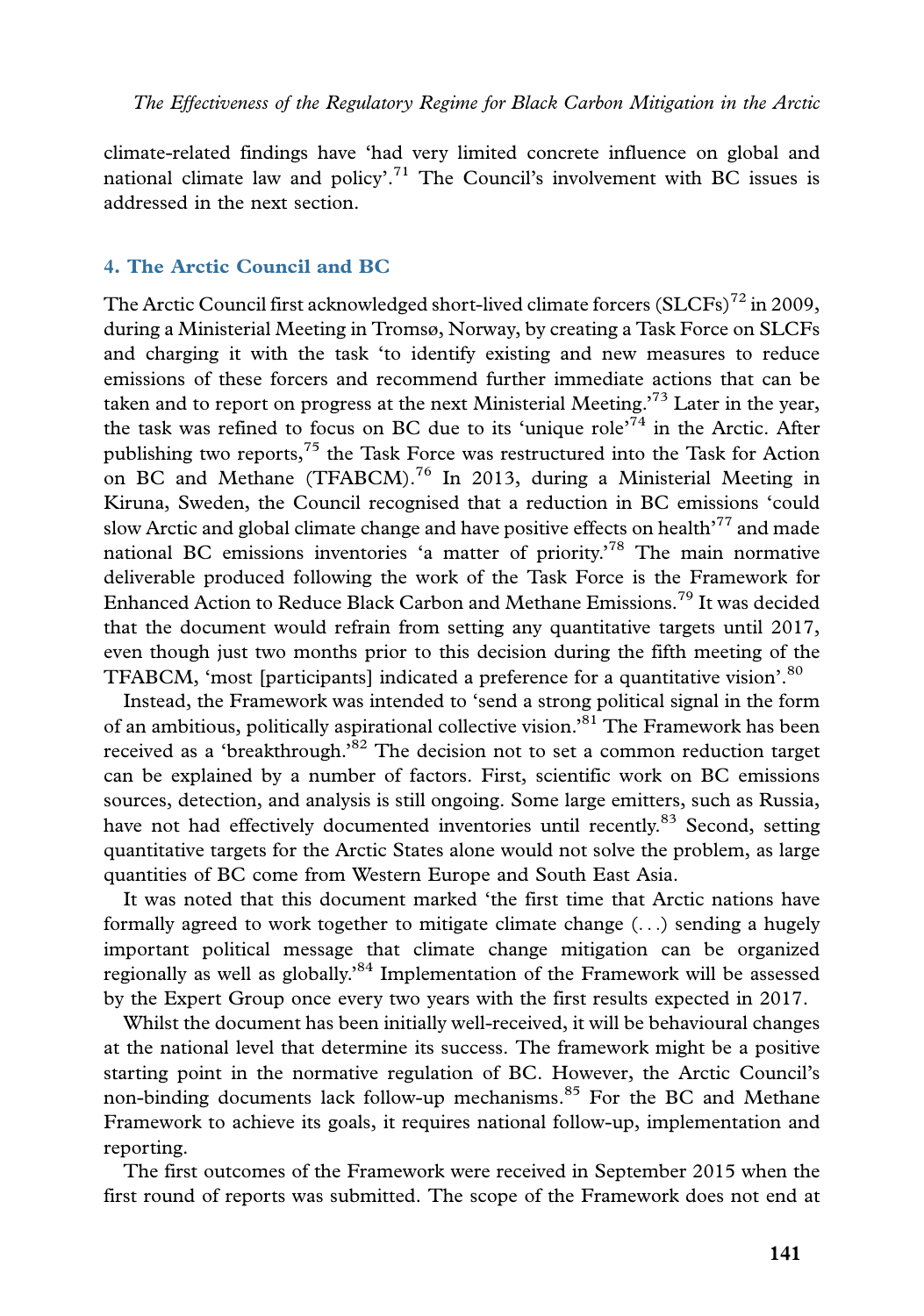climate-related findings have 'had very limited concrete influence on global and national climate law and policy'.[71] The Council's involvement with BC issues is addressed in the next section.

## 4. The Arctic Council and BC

The Arctic Council first acknowledged short-lived climate forcers (SLCFs)[72] in 2009, during a Ministerial Meeting in Tromsø, Norway, by creating a Task Force on SLCFs and charging it with the task 'to identify existing and new measures to reduce emissions of these forcers and recommend further immediate actions that can be taken and to report on progress at the next Ministerial Meeting.'[73] Later in the year, the task was refined to focus on BC due to its 'unique role'[74] in the Arctic. After publishing two reports,[75] the Task Force was restructured into the Task for Action on BC and Methane (TFABCM).[76] In 2013, during a Ministerial Meeting in Kiruna, Sweden, the Council recognised that a reduction in BC emissions 'could slow Arctic and global climate change and have positive effects on health'[77] and made national BC emissions inventories 'a matter of priority.'[78] The main normative deliverable produced following the work of the Task Force is the Framework for Enhanced Action to Reduce Black Carbon and Methane Emissions.[79] It was decided that the document would refrain from setting any quantitative targets until 2017, even though just two months prior to this decision during the fifth meeting of the TFABCM, 'most [participants] indicated a preference for a quantitative vision'.[80]

Instead, the Framework was intended to 'send a strong political signal in the form of an ambitious, politically aspirational collective vision.'[81] The Framework has been received as a 'breakthrough.'[82] The decision not to set a common reduction target can be explained by a number of factors. First, scientific work on BC emissions sources, detection, and analysis is still ongoing. Some large emitters, such as Russia, have not had effectively documented inventories until recently.[83] Second, setting quantitative targets for the Arctic States alone would not solve the problem, as large quantities of BC come from Western Europe and South East Asia.

It was noted that this document marked 'the first time that Arctic nations have formally agreed to work together to mitigate climate change (...) sending a hugely important political message that climate change mitigation can be organized regionally as well as globally.'[84] Implementation of the Framework will be assessed by the Expert Group once every two years with the first results expected in 2017.

Whilst the document has been initially well-received, it will be behavioural changes at the national level that determine its success. The framework might be a positive starting point in the normative regulation of BC. However, the Arctic Council's non-binding documents lack follow-up mechanisms.[85] For the BC and Methane Framework to achieve its goals, it requires national follow-up, implementation and reporting.

The first outcomes of the Framework were received in September 2015 when the first round of reports was submitted. The scope of the Framework does not end at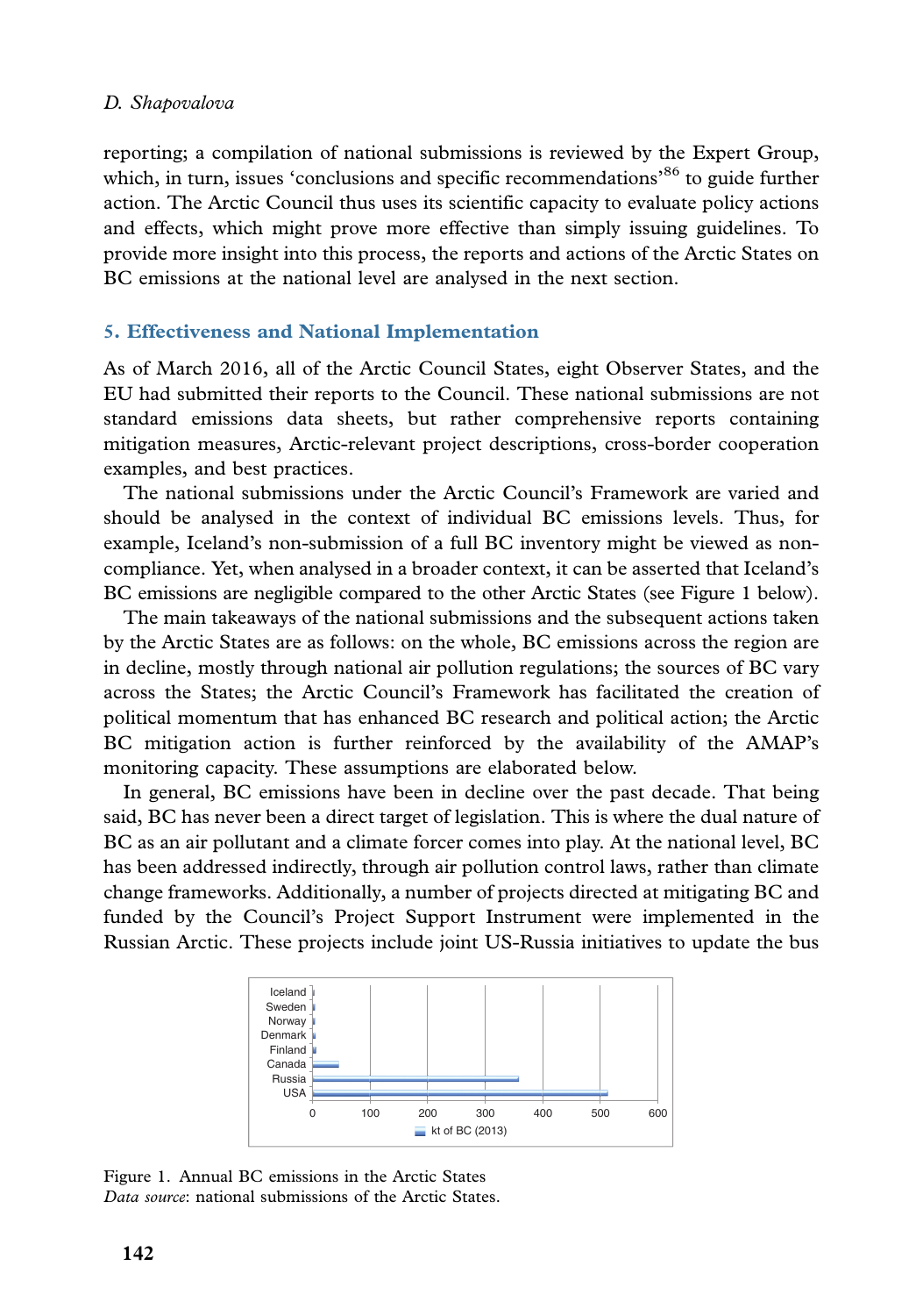reporting; a compilation of national submissions is reviewed by the Expert Group, which, in turn, issues 'conclusions and specific recommendations'[86] to guide further action. The Arctic Council thus uses its scientific capacity to evaluate policy actions and effects, which might prove more effective than simply issuing guidelines. To provide more insight into this process, the reports and actions of the Arctic States on BC emissions at the national level are analysed in the next section.

## 5. Effectiveness and National Implementation

As of March 2016, all of the Arctic Council States, eight Observer States, and the EU had submitted their reports to the Council. These national submissions are not standard emissions data sheets, but rather comprehensive reports containing mitigation measures, Arctic-relevant project descriptions, cross-border cooperation examples, and best practices.

The national submissions under the Arctic Council's Framework are varied and should be analysed in the context of individual BC emissions levels. Thus, for example, Iceland's non-submission of a full BC inventory might be viewed as non-compliance. Yet, when analysed in a broader context, it can be asserted that Iceland's BC emissions are negligible compared to the other Arctic States (see Figure 1 below).

The main takeaways of the national submissions and the subsequent actions taken by the Arctic States are as follows: on the whole, BC emissions across the region are in decline, mostly through national air pollution regulations; the sources of BC vary across the States; the Arctic Council's Framework has facilitated the creation of political momentum that has enhanced BC research and political action; the Arctic BC mitigation action is further reinforced by the availability of the AMAP's monitoring capacity. These assumptions are elaborated below.

In general, BC emissions have been in decline over the past decade. That being said, BC has never been a direct target of legislation. This is where the dual nature of BC as an air pollutant and a climate forcer comes into play. At the national level, BC has been addressed indirectly, through air pollution control laws, rather than climate change frameworks. Additionally, a number of projects directed at mitigating BC and funded by the Council's Project Support Instrument were implemented in the Russian Arctic. These projects include joint US-Russia initiatives to update the bus

Figure 1. Annual BC emissions in the Arctic States
*Data source*: national submissions of the Arctic States.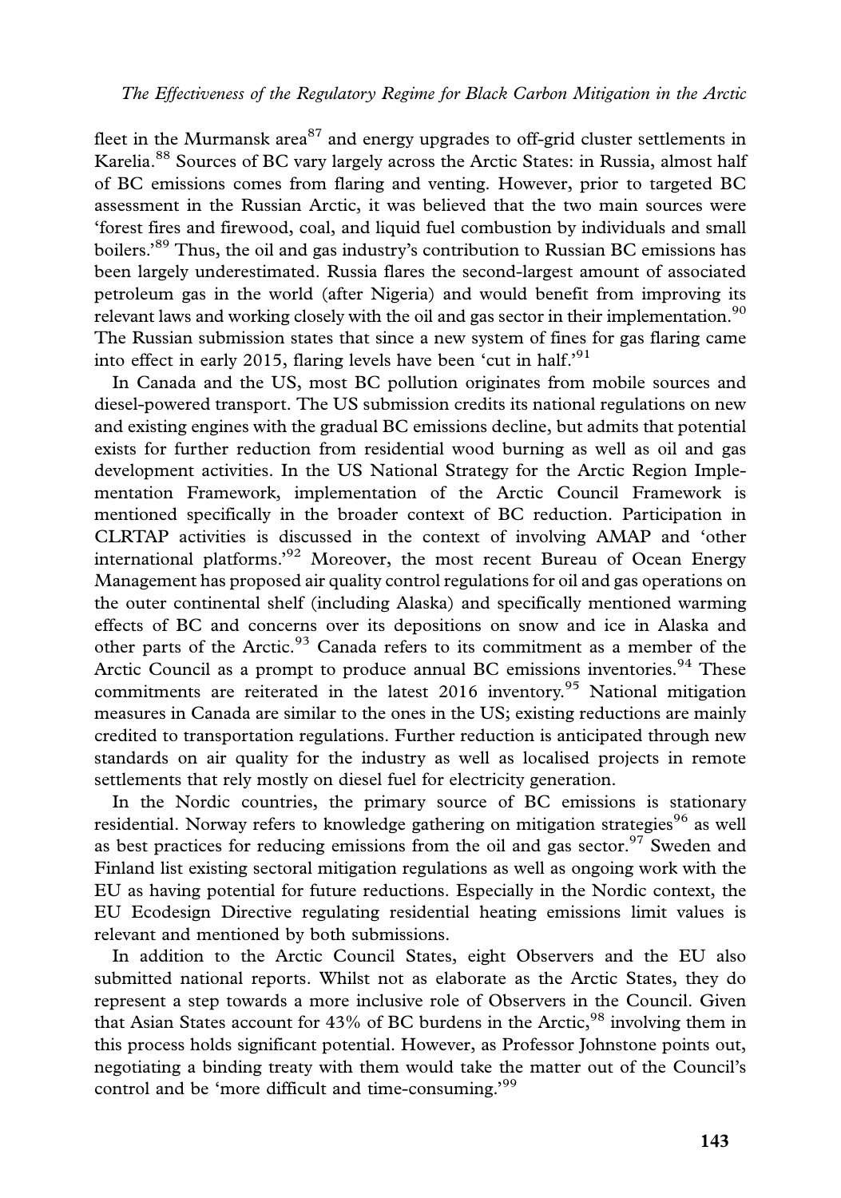fleet in the Murmansk area[87] and energy upgrades to off-grid cluster settlements in Karelia.[88] Sources of BC vary largely across the Arctic States: in Russia, almost half of BC emissions comes from flaring and venting. However, prior to targeted BC assessment in the Russian Arctic, it was believed that the two main sources were 'forest fires and firewood, coal, and liquid fuel combustion by individuals and small boilers.'[89] Thus, the oil and gas industry's contribution to Russian BC emissions has been largely underestimated. Russia flares the second-largest amount of associated petroleum gas in the world (after Nigeria) and would benefit from improving its relevant laws and working closely with the oil and gas sector in their implementation.[90] The Russian submission states that since a new system of fines for gas flaring came into effect in early 2015, flaring levels have been 'cut in half.'[91]

In Canada and the US, most BC pollution originates from mobile sources and diesel-powered transport. The US submission credits its national regulations on new and existing engines with the gradual BC emissions decline, but admits that potential exists for further reduction from residential wood burning as well as oil and gas development activities. In the US National Strategy for the Arctic Region Implementation Framework, implementation of the Arctic Council Framework is mentioned specifically in the broader context of BC reduction. Participation in CLRTAP activities is discussed in the context of involving AMAP and 'other international platforms.'[92] Moreover, the most recent Bureau of Ocean Energy Management has proposed air quality control regulations for oil and gas operations on the outer continental shelf (including Alaska) and specifically mentioned warming effects of BC and concerns over its depositions on snow and ice in Alaska and other parts of the Arctic.[93] Canada refers to its commitment as a member of the Arctic Council as a prompt to produce annual BC emissions inventories.[94] These commitments are reiterated in the latest 2016 inventory.[95] National mitigation measures in Canada are similar to the ones in the US; existing reductions are mainly credited to transportation regulations. Further reduction is anticipated through new standards on air quality for the industry as well as localised projects in remote settlements that rely mostly on diesel fuel for electricity generation.

In the Nordic countries, the primary source of BC emissions is stationary residential. Norway refers to knowledge gathering on mitigation strategies[96] as well as best practices for reducing emissions from the oil and gas sector.[97] Sweden and Finland list existing sectoral mitigation regulations as well as ongoing work with the EU as having potential for future reductions. Especially in the Nordic context, the EU Ecodesign Directive regulating residential heating emissions limit values is relevant and mentioned by both submissions.

In addition to the Arctic Council States, eight Observers and the EU also submitted national reports. Whilst not as elaborate as the Arctic States, they do represent a step towards a more inclusive role of Observers in the Council. Given that Asian States account for 43% of BC burdens in the Arctic,[98] involving them in this process holds significant potential. However, as Professor Johnstone points out, negotiating a binding treaty with them would take the matter out of the Council's control and be 'more difficult and time-consuming.'[99]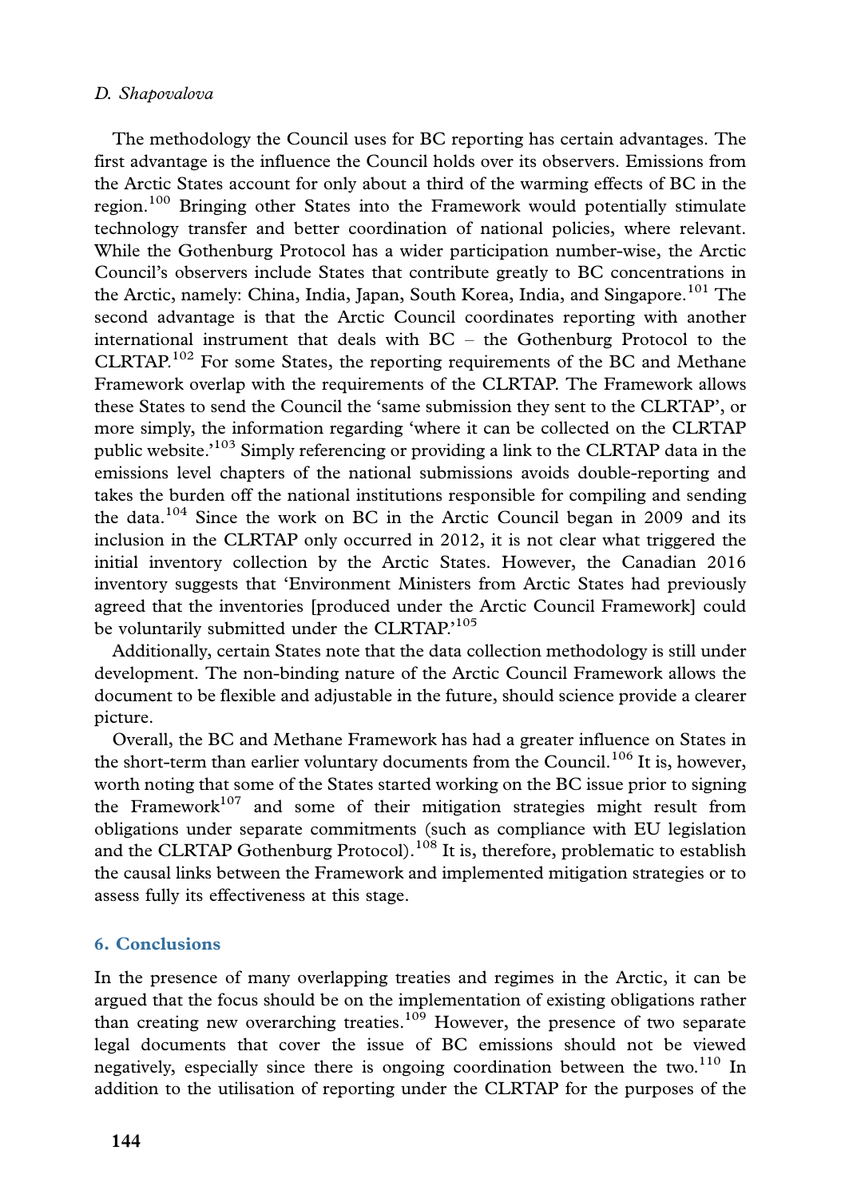The methodology the Council uses for BC reporting has certain advantages. The first advantage is the influence the Council holds over its observers. Emissions from the Arctic States account for only about a third of the warming effects of BC in the region.[100] Bringing other States into the Framework would potentially stimulate technology transfer and better coordination of national policies, where relevant. While the Gothenburg Protocol has a wider participation number-wise, the Arctic Council's observers include States that contribute greatly to BC concentrations in the Arctic, namely: China, India, Japan, South Korea, India, and Singapore.[101] The second advantage is that the Arctic Council coordinates reporting with another international instrument that deals with BC – the Gothenburg Protocol to the CLRTAP.[102] For some States, the reporting requirements of the BC and Methane Framework overlap with the requirements of the CLRTAP. The Framework allows these States to send the Council the 'same submission they sent to the CLRTAP', or more simply, the information regarding 'where it can be collected on the CLRTAP public website.'[103] Simply referencing or providing a link to the CLRTAP data in the emissions level chapters of the national submissions avoids double-reporting and takes the burden off the national institutions responsible for compiling and sending the data.[104] Since the work on BC in the Arctic Council began in 2009 and its inclusion in the CLRTAP only occurred in 2012, it is not clear what triggered the initial inventory collection by the Arctic States. However, the Canadian 2016 inventory suggests that 'Environment Ministers from Arctic States had previously agreed that the inventories [produced under the Arctic Council Framework] could be voluntarily submitted under the CLRTAP.'[105]

Additionally, certain States note that the data collection methodology is still under development. The non-binding nature of the Arctic Council Framework allows the document to be flexible and adjustable in the future, should science provide a clearer picture.

Overall, the BC and Methane Framework has had a greater influence on States in the short-term than earlier voluntary documents from the Council.[106] It is, however, worth noting that some of the States started working on the BC issue prior to signing the Framework[107] and some of their mitigation strategies might result from obligations under separate commitments (such as compliance with EU legislation and the CLRTAP Gothenburg Protocol).[108] It is, therefore, problematic to establish the causal links between the Framework and implemented mitigation strategies or to assess fully its effectiveness at this stage.

## 6. Conclusions

In the presence of many overlapping treaties and regimes in the Arctic, it can be argued that the focus should be on the implementation of existing obligations rather than creating new overarching treaties.[109] However, the presence of two separate legal documents that cover the issue of BC emissions should not be viewed negatively, especially since there is ongoing coordination between the two.[110] In addition to the utilisation of reporting under the CLRTAP for the purposes of the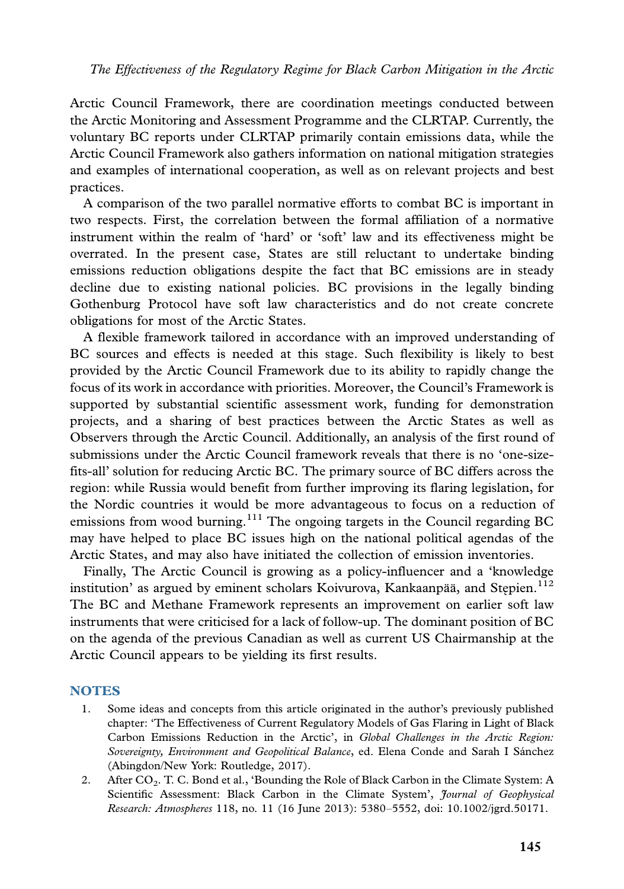Arctic Council Framework, there are coordination meetings conducted between the Arctic Monitoring and Assessment Programme and the CLRTAP. Currently, the voluntary BC reports under CLRTAP primarily contain emissions data, while the Arctic Council Framework also gathers information on national mitigation strategies and examples of international cooperation, as well as on relevant projects and best practices.

A comparison of the two parallel normative efforts to combat BC is important in two respects. First, the correlation between the formal affiliation of a normative instrument within the realm of 'hard' or 'soft' law and its effectiveness might be overrated. In the present case, States are still reluctant to undertake binding emissions reduction obligations despite the fact that BC emissions are in steady decline due to existing national policies. BC provisions in the legally binding Gothenburg Protocol have soft law characteristics and do not create concrete obligations for most of the Arctic States.

A flexible framework tailored in accordance with an improved understanding of BC sources and effects is needed at this stage. Such flexibility is likely to best provided by the Arctic Council Framework due to its ability to rapidly change the focus of its work in accordance with priorities. Moreover, the Council's Framework is supported by substantial scientific assessment work, funding for demonstration projects, and a sharing of best practices between the Arctic States as well as Observers through the Arctic Council. Additionally, an analysis of the first round of submissions under the Arctic Council framework reveals that there is no 'one-size-fits-all' solution for reducing Arctic BC. The primary source of BC differs across the region: while Russia would benefit from further improving its flaring legislation, for the Nordic countries it would be more advantageous to focus on a reduction of emissions from wood burning.[111] The ongoing targets in the Council regarding BC may have helped to place BC issues high on the national political agendas of the Arctic States, and may also have initiated the collection of emission inventories.

Finally, The Arctic Council is growing as a policy-influencer and a 'knowledge institution' as argued by eminent scholars Koivurova, Kankaanpää, and Stępien.[112] The BC and Methane Framework represents an improvement on earlier soft law instruments that were criticised for a lack of follow-up. The dominant position of BC on the agenda of the previous Canadian as well as current US Chairmanship at the Arctic Council appears to be yielding its first results.

## NOTES

1. Some ideas and concepts from this article originated in the author's previously published chapter: 'The Effectiveness of Current Regulatory Models of Gas Flaring in Light of Black Carbon Emissions Reduction in the Arctic', in *Global Challenges in the Arctic Region: Sovereignty, Environment and Geopolitical Balance*, ed. Elena Conde and Sarah I Sánchez (Abingdon/New York: Routledge, 2017).
2. After $CO_2$. T. C. Bond et al., 'Bounding the Role of Black Carbon in the Climate System: A Scientific Assessment: Black Carbon in the Climate System', *Journal of Geophysical Research: Atmospheres* 118, no. 11 (16 June 2013): 5380–5552, doi: 10.1002/jgrd.50171.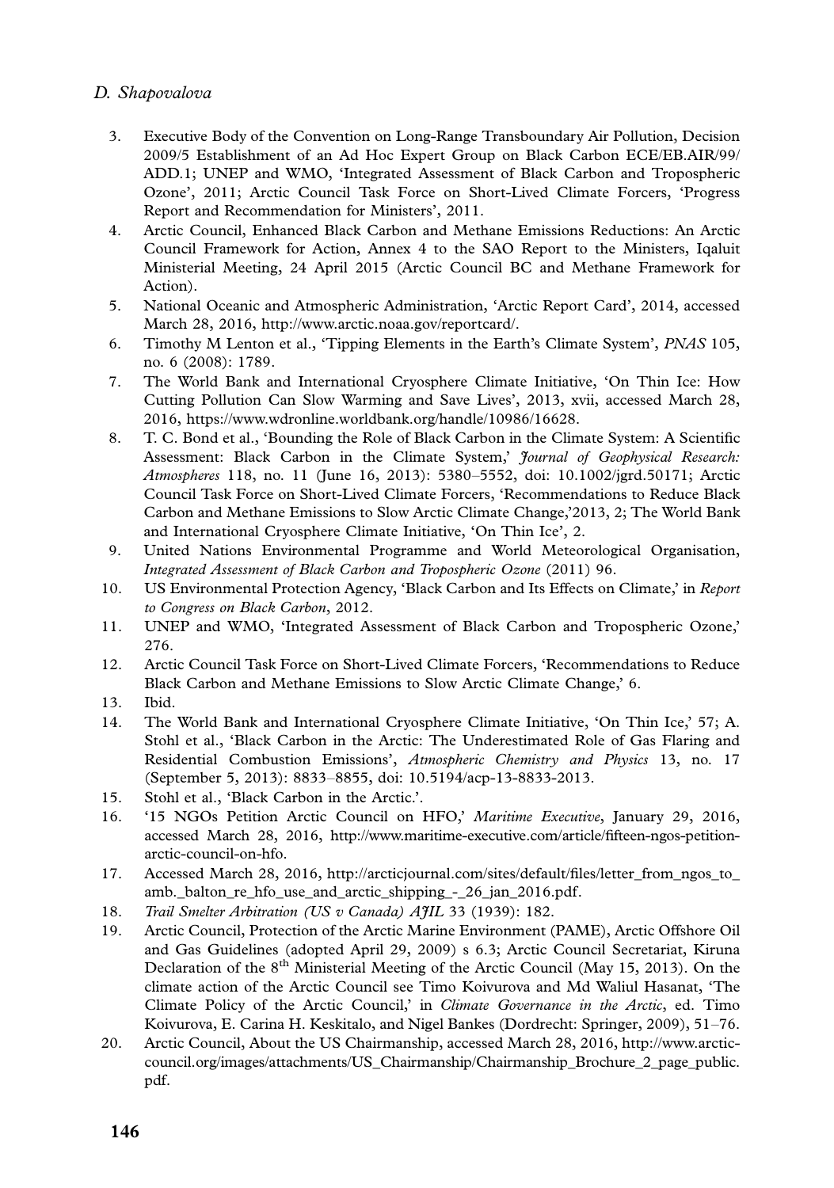3. Executive Body of the Convention on Long-Range Transboundary Air Pollution, Decision 2009/5 Establishment of an Ad Hoc Expert Group on Black Carbon ECE/EB.AIR/99/ADD.1; UNEP and WMO, 'Integrated Assessment of Black Carbon and Tropospheric Ozone', 2011; Arctic Council Task Force on Short-Lived Climate Forcers, 'Progress Report and Recommendation for Ministers', 2011.
4. Arctic Council, Enhanced Black Carbon and Methane Emissions Reductions: An Arctic Council Framework for Action, Annex 4 to the SAO Report to the Ministers, Iqaluit Ministerial Meeting, 24 April 2015 (Arctic Council BC and Methane Framework for Action).
5. National Oceanic and Atmospheric Administration, 'Arctic Report Card', 2014, accessed March 28, 2016, http://www.arctic.noaa.gov/reportcard/.
6. Timothy M Lenton et al., 'Tipping Elements in the Earth's Climate System', *PNAS* 105, no. 6 (2008): 1789.
7. The World Bank and International Cryosphere Climate Initiative, 'On Thin Ice: How Cutting Pollution Can Slow Warming and Save Lives', 2013, xvii, accessed March 28, 2016, https://www.wdronline.worldbank.org/handle/10986/16628.
8. T. C. Bond et al., 'Bounding the Role of Black Carbon in the Climate System: A Scientific Assessment: Black Carbon in the Climate System,' *Journal of Geophysical Research: Atmospheres* 118, no. 11 (June 16, 2013): 5380–5552, doi: 10.1002/jgrd.50171; Arctic Council Task Force on Short-Lived Climate Forcers, 'Recommendations to Reduce Black Carbon and Methane Emissions to Slow Arctic Climate Change,'2013, 2; The World Bank and International Cryosphere Climate Initiative, 'On Thin Ice', 2.
9. United Nations Environmental Programme and World Meteorological Organisation, *Integrated Assessment of Black Carbon and Tropospheric Ozone* (2011) 96.
10. US Environmental Protection Agency, 'Black Carbon and Its Effects on Climate,' in *Report to Congress on Black Carbon*, 2012.
11. UNEP and WMO, 'Integrated Assessment of Black Carbon and Tropospheric Ozone,' 276.
12. Arctic Council Task Force on Short-Lived Climate Forcers, 'Recommendations to Reduce Black Carbon and Methane Emissions to Slow Arctic Climate Change,' 6.
13. Ibid.
14. The World Bank and International Cryosphere Climate Initiative, 'On Thin Ice,' 57; A. Stohl et al., 'Black Carbon in the Arctic: The Underestimated Role of Gas Flaring and Residential Combustion Emissions', *Atmospheric Chemistry and Physics* 13, no. 17 (September 5, 2013): 8833–8855, doi: 10.5194/acp-13-8833-2013.
15. Stohl et al., 'Black Carbon in the Arctic.'.
16. '15 NGOs Petition Arctic Council on HFO,' *Maritime Executive*, January 29, 2016, accessed March 28, 2016, http://www.maritime-executive.com/article/fifteen-ngos-petition-arctic-council-on-hfo.
17. Accessed March 28, 2016, http://arcticjournal.com/sites/default/files/letter_from_ngos_to_amb._balton_re_hfo_use_and_arctic_shipping_-_26_jan_2016.pdf.
18. *Trail Smelter Arbitration (US v Canada) AJIL* 33 (1939): 182.
19. Arctic Council, Protection of the Arctic Marine Environment (PAME), Arctic Offshore Oil and Gas Guidelines (adopted April 29, 2009) s 6.3; Arctic Council Secretariat, Kiruna Declaration of the 8th Ministerial Meeting of the Arctic Council (May 15, 2013). On the climate action of the Arctic Council see Timo Koivurova and Md Waliul Hasanat, 'The Climate Policy of the Arctic Council,' in *Climate Governance in the Arctic*, ed. Timo Koivurova, E. Carina H. Keskitalo, and Nigel Bankes (Dordrecht: Springer, 2009), 51–76.
20. Arctic Council, About the US Chairmanship, accessed March 28, 2016, http://www.arctic-council.org/images/attachments/US_Chairmanship/Chairmanship_Brochure_2_page_public.pdf.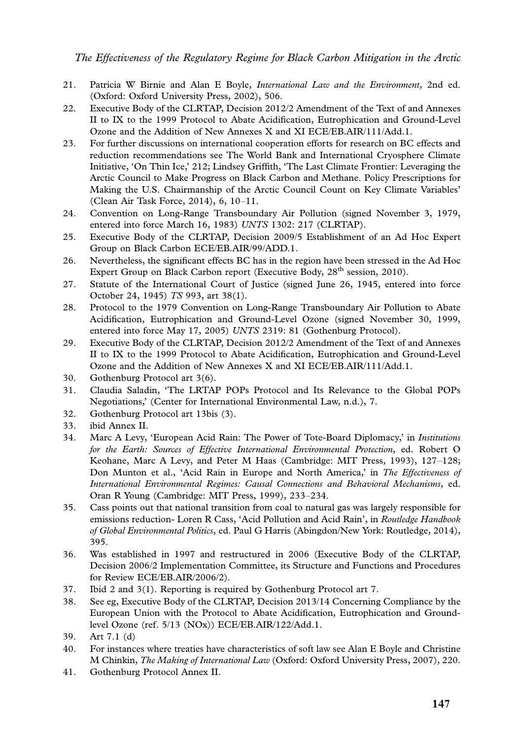21. Patricia W Birnie and Alan E Boyle, *International Law and the Environment*, 2nd ed. (Oxford: Oxford University Press, 2002), 506.
22. Executive Body of the CLRTAP, Decision 2012/2 Amendment of the Text of and Annexes II to IX to the 1999 Protocol to Abate Acidification, Eutrophication and Ground-Level Ozone and the Addition of New Annexes X and XI ECE/EB.AIR/111/Add.1.
23. For further discussions on international cooperation efforts for research on BC effects and reduction recommendations see The World Bank and International Cryosphere Climate Initiative, 'On Thin Ice,' 212; Lindsey Griffith, 'The Last Climate Frontier: Leveraging the Arctic Council to Make Progress on Black Carbon and Methane. Policy Prescriptions for Making the U.S. Chairmanship of the Arctic Council Count on Key Climate Variables' (Clean Air Task Force, 2014), 6, 10–11.
24. Convention on Long-Range Transboundary Air Pollution (signed November 3, 1979, entered into force March 16, 1983) *UNTS* 1302: 217 (CLRTAP).
25. Executive Body of the CLRTAP, Decision 2009/5 Establishment of an Ad Hoc Expert Group on Black Carbon ECE/EB.AIR/99/ADD.1.
26. Nevertheless, the significant effects BC has in the region have been stressed in the Ad Hoc Expert Group on Black Carbon report (Executive Body, 28th session, 2010).
27. Statute of the International Court of Justice (signed June 26, 1945, entered into force October 24, 1945) *TS* 993, art 38(1).
28. Protocol to the 1979 Convention on Long-Range Transboundary Air Pollution to Abate Acidification, Eutrophication and Ground-Level Ozone (signed November 30, 1999, entered into force May 17, 2005) *UNTS* 2319: 81 (Gothenburg Protocol).
29. Executive Body of the CLRTAP, Decision 2012/2 Amendment of the Text of and Annexes II to IX to the 1999 Protocol to Abate Acidification, Eutrophication and Ground-Level Ozone and the Addition of New Annexes X and XI ECE/EB.AIR/111/Add.1.
30. Gothenburg Protocol art 3(6).
31. Claudia Saladin, 'The LRTAP POPs Protocol and Its Relevance to the Global POPs Negotiations,' (Center for International Environmental Law, n.d.), 7.
32. Gothenburg Protocol art 13bis (3).
33. ibid Annex II.
34. Marc A Levy, 'European Acid Rain: The Power of Tote-Board Diplomacy,' in *Institutions for the Earth: Sources of Effective International Environmental Protection*, ed. Robert O Keohane, Marc A Levy, and Peter M Haas (Cambridge: MIT Press, 1993), 127–128; Don Munton et al., 'Acid Rain in Europe and North America,' in *The Effectiveness of International Environmental Regimes: Causal Connections and Behavioral Mechanisms*, ed. Oran R Young (Cambridge: MIT Press, 1999), 233–234.
35. Cass points out that national transition from coal to natural gas was largely responsible for emissions reduction- Loren R Cass, 'Acid Pollution and Acid Rain', in *Routledge Handbook of Global Environmental Politics*, ed. Paul G Harris (Abingdon/New York: Routledge, 2014), 395.
36. Was established in 1997 and restructured in 2006 (Executive Body of the CLRTAP, Decision 2006/2 Implementation Committee, its Structure and Functions and Procedures for Review ECE/EB.AIR/2006/2).
37. Ibid 2 and 3(1). Reporting is required by Gothenburg Protocol art 7.
38. See eg, Executive Body of the CLRTAP, Decision 2013/14 Concerning Compliance by the European Union with the Protocol to Abate Acidification, Eutrophication and Ground-level Ozone (ref. 5/13 (NOx)) ECE/EB.AIR/122/Add.1.
39. Art 7.1 (d)
40. For instances where treaties have characteristics of soft law see Alan E Boyle and Christine M Chinkin, *The Making of International Law* (Oxford: Oxford University Press, 2007), 220.
41. Gothenburg Protocol Annex II.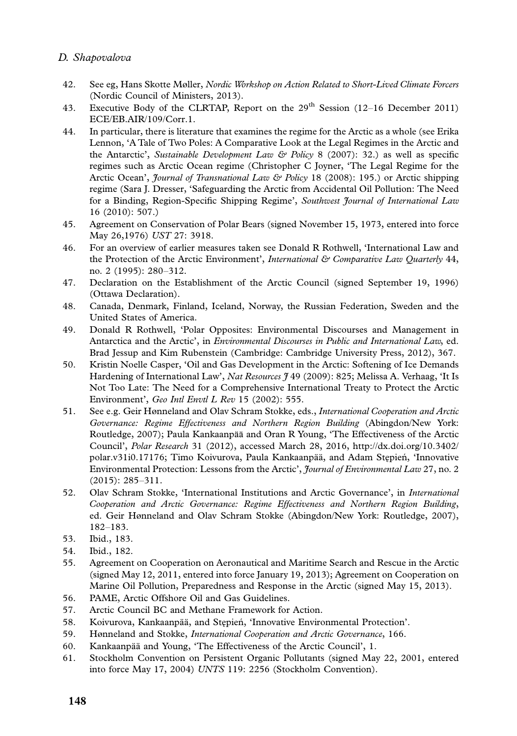42. See eg, Hans Skotte Møller, *Nordic Workshop on Action Related to Short-Lived Climate Forcers* (Nordic Council of Ministers, 2013).
43. Executive Body of the CLRTAP, Report on the 29th Session (12–16 December 2011) ECE/EB.AIR/109/Corr.1.
44. In particular, there is literature that examines the regime for the Arctic as a whole (see Erika Lennon, 'A Tale of Two Poles: A Comparative Look at the Legal Regimes in the Arctic and the Antarctic', *Sustainable Development Law & Policy* 8 (2007): 32.) as well as specific regimes such as Arctic Ocean regime (Christopher C Joyner, 'The Legal Regime for the Arctic Ocean', *Journal of Transnational Law & Policy* 18 (2008): 195.) or Arctic shipping regime (Sara J. Dresser, 'Safeguarding the Arctic from Accidental Oil Pollution: The Need for a Binding, Region-Specific Shipping Regime', *Southwest Journal of International Law* 16 (2010): 507.)
45. Agreement on Conservation of Polar Bears (signed November 15, 1973, entered into force May 26,1976) *UST* 27: 3918.
46. For an overview of earlier measures taken see Donald R Rothwell, 'International Law and the Protection of the Arctic Environment', *International & Comparative Law Quarterly* 44, no. 2 (1995): 280–312.
47. Declaration on the Establishment of the Arctic Council (signed September 19, 1996) (Ottawa Declaration).
48. Canada, Denmark, Finland, Iceland, Norway, the Russian Federation, Sweden and the United States of America.
49. Donald R Rothwell, 'Polar Opposites: Environmental Discourses and Management in Antarctica and the Arctic', in *Environmental Discourses in Public and International Law*, ed. Brad Jessup and Kim Rubenstein (Cambridge: Cambridge University Press, 2012), 367.
50. Kristin Noelle Casper, 'Oil and Gas Development in the Arctic: Softening of Ice Demands Hardening of International Law', *Nat Resources J* 49 (2009): 825; Melissa A. Verhaag, 'It Is Not Too Late: The Need for a Comprehensive International Treaty to Protect the Arctic Environment', *Geo Intl Envtl L Rev* 15 (2002): 555.
51. See e.g. Geir Hønneland and Olav Schram Stokke, eds., *International Cooperation and Arctic Governance: Regime Effectiveness and Northern Region Building* (Abingdon/New York: Routledge, 2007); Paula Kankaanpää and Oran R Young, 'The Effectiveness of the Arctic Council', *Polar Research* 31 (2012), accessed March 28, 2016, http://dx.doi.org/10.3402/polar.v31i0.17176; Timo Koivurova, Paula Kankaanpää, and Adam Stępień, 'Innovative Environmental Protection: Lessons from the Arctic', *Journal of Environmental Law* 27, no. 2 (2015): 285–311.
52. Olav Schram Stokke, 'International Institutions and Arctic Governance', in *International Cooperation and Arctic Governance: Regime Effectiveness and Northern Region Building*, ed. Geir Hønneland and Olav Schram Stokke (Abingdon/New York: Routledge, 2007), 182–183.
53. Ibid., 183.
54. Ibid., 182.
55. Agreement on Cooperation on Aeronautical and Maritime Search and Rescue in the Arctic (signed May 12, 2011, entered into force January 19, 2013); Agreement on Cooperation on Marine Oil Pollution, Preparedness and Response in the Arctic (signed May 15, 2013).
56. PAME, Arctic Offshore Oil and Gas Guidelines.
57. Arctic Council BC and Methane Framework for Action.
58. Koivurova, Kankaanpää, and Stępień, 'Innovative Environmental Protection'.
59. Hønneland and Stokke, *International Cooperation and Arctic Governance*, 166.
60. Kankaanpää and Young, 'The Effectiveness of the Arctic Council', 1.
61. Stockholm Convention on Persistent Organic Pollutants (signed May 22, 2001, entered into force May 17, 2004) *UNTS* 119: 2256 (Stockholm Convention).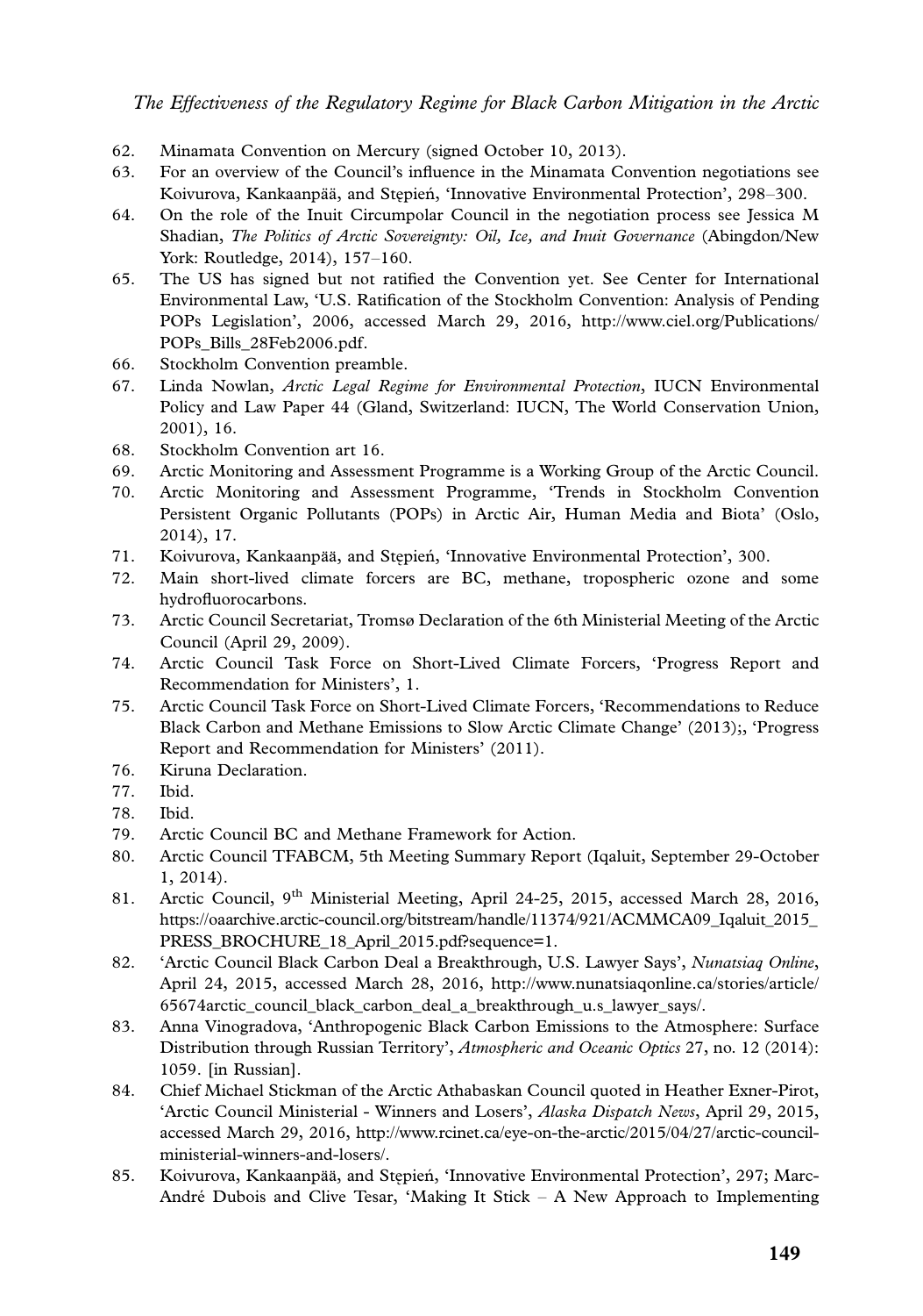62. Minamata Convention on Mercury (signed October 10, 2013).
63. For an overview of the Council's influence in the Minamata Convention negotiations see Koivurova, Kankaanpää, and Stępień, 'Innovative Environmental Protection', 298–300.
64. On the role of the Inuit Circumpolar Council in the negotiation process see Jessica M Shadian, *The Politics of Arctic Sovereignty: Oil, Ice, and Inuit Governance* (Abingdon/New York: Routledge, 2014), 157–160.
65. The US has signed but not ratified the Convention yet. See Center for International Environmental Law, 'U.S. Ratification of the Stockholm Convention: Analysis of Pending POPs Legislation', 2006, accessed March 29, 2016, http://www.ciel.org/Publications/POPs_Bills_28Feb2006.pdf.
66. Stockholm Convention preamble.
67. Linda Nowlan, *Arctic Legal Regime for Environmental Protection*, IUCN Environmental Policy and Law Paper 44 (Gland, Switzerland: IUCN, The World Conservation Union, 2001), 16.
68. Stockholm Convention art 16.
69. Arctic Monitoring and Assessment Programme is a Working Group of the Arctic Council.
70. Arctic Monitoring and Assessment Programme, 'Trends in Stockholm Convention Persistent Organic Pollutants (POPs) in Arctic Air, Human Media and Biota' (Oslo, 2014), 17.
71. Koivurova, Kankaanpää, and Stępień, 'Innovative Environmental Protection', 300.
72. Main short-lived climate forcers are BC, methane, tropospheric ozone and some hydrofluorocarbons.
73. Arctic Council Secretariat, Tromsø Declaration of the 6th Ministerial Meeting of the Arctic Council (April 29, 2009).
74. Arctic Council Task Force on Short-Lived Climate Forcers, 'Progress Report and Recommendation for Ministers', 1.
75. Arctic Council Task Force on Short-Lived Climate Forcers, 'Recommendations to Reduce Black Carbon and Methane Emissions to Slow Arctic Climate Change' (2013);, 'Progress Report and Recommendation for Ministers' (2011).
76. Kiruna Declaration.
77. Ibid.
78. Ibid.
79. Arctic Council BC and Methane Framework for Action.
80. Arctic Council TFABCM, 5th Meeting Summary Report (Iqaluit, September 29-October 1, 2014).
81. Arctic Council, 9th Ministerial Meeting, April 24-25, 2015, accessed March 28, 2016, https://oaarchive.arctic-council.org/bitstream/handle/11374/921/ACMMCA09_Iqaluit_2015_PRESS_BROCHURE_18_April_2015.pdf?sequence=1.
82. 'Arctic Council Black Carbon Deal a Breakthrough, U.S. Lawyer Says', *Nunatsiaq Online*, April 24, 2015, accessed March 28, 2016, http://www.nunatsiaqonline.ca/stories/article/65674arctic_council_black_carbon_deal_a_breakthrough_u.s_lawyer_says/.
83. Anna Vinogradova, 'Anthropogenic Black Carbon Emissions to the Atmosphere: Surface Distribution through Russian Territory', *Atmospheric and Oceanic Optics* 27, no. 12 (2014): 1059. [in Russian].
84. Chief Michael Stickman of the Arctic Athabaskan Council quoted in Heather Exner-Pirot, 'Arctic Council Ministerial - Winners and Losers', *Alaska Dispatch News*, April 29, 2015, accessed March 29, 2016, http://www.rcinet.ca/eye-on-the-arctic/2015/04/27/arctic-council-ministerial-winners-and-losers/.
85. Koivurova, Kankaanpää, and Stępień, 'Innovative Environmental Protection', 297; Marc-André Dubois and Clive Tesar, 'Making It Stick – A New Approach to Implementing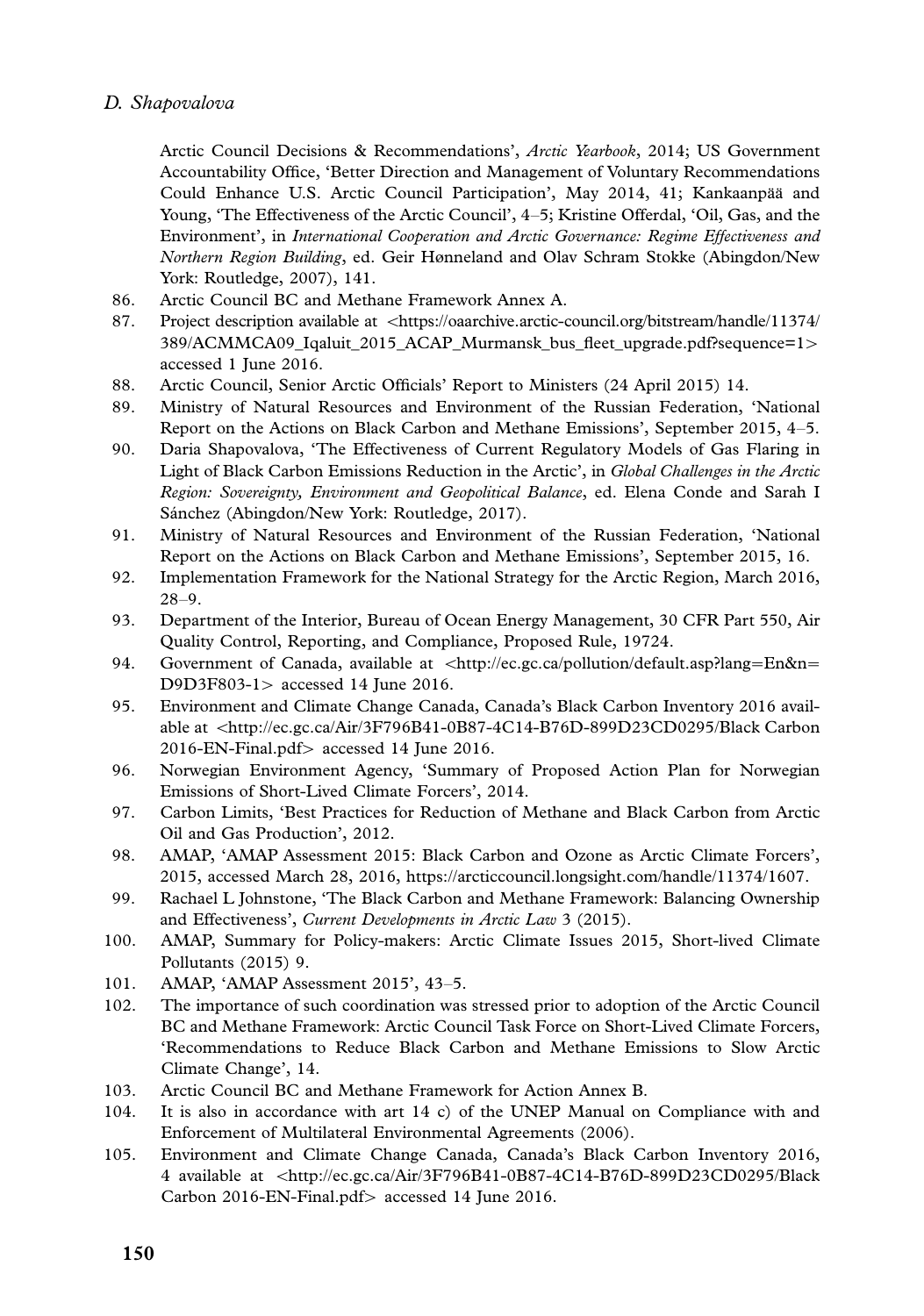Arctic Council Decisions & Recommendations', *Arctic Yearbook*, 2014; US Government Accountability Office, 'Better Direction and Management of Voluntary Recommendations Could Enhance U.S. Arctic Council Participation', May 2014, 41; Kankaanpää and Young, 'The Effectiveness of the Arctic Council', 4–5; Kristine Offerdal, 'Oil, Gas, and the Environment', in *International Cooperation and Arctic Governance: Regime Effectiveness and Northern Region Building*, ed. Geir Hønneland and Olav Schram Stokke (Abingdon/New York: Routledge, 2007), 141.

86. Arctic Council BC and Methane Framework Annex A.
87. Project description available at <https://oaarchive.arctic-council.org/bitstream/handle/11374/389/ACMMCA09_Iqaluit_2015_ACAP_Murmansk_bus_fleet_upgrade.pdf?sequence=1> accessed 1 June 2016.
88. Arctic Council, Senior Arctic Officials' Report to Ministers (24 April 2015) 14.
89. Ministry of Natural Resources and Environment of the Russian Federation, 'National Report on the Actions on Black Carbon and Methane Emissions', September 2015, 4–5.
90. Daria Shapovalova, 'The Effectiveness of Current Regulatory Models of Gas Flaring in Light of Black Carbon Emissions Reduction in the Arctic', in *Global Challenges in the Arctic Region: Sovereignty, Environment and Geopolitical Balance*, ed. Elena Conde and Sarah I Sánchez (Abingdon/New York: Routledge, 2017).
91. Ministry of Natural Resources and Environment of the Russian Federation, 'National Report on the Actions on Black Carbon and Methane Emissions', September 2015, 16.
92. Implementation Framework for the National Strategy for the Arctic Region, March 2016, 28–9.
93. Department of the Interior, Bureau of Ocean Energy Management, 30 CFR Part 550, Air Quality Control, Reporting, and Compliance, Proposed Rule, 19724.
94. Government of Canada, available at <http://ec.gc.ca/pollution/default.asp?lang=En&n=D9D3F803-1> accessed 14 June 2016.
95. Environment and Climate Change Canada, Canada's Black Carbon Inventory 2016 available at <http://ec.gc.ca/Air/3F796B41-0B87-4C14-B76D-899D23CD0295/Black Carbon 2016-EN-Final.pdf> accessed 14 June 2016.
96. Norwegian Environment Agency, 'Summary of Proposed Action Plan for Norwegian Emissions of Short-Lived Climate Forcers', 2014.
97. Carbon Limits, 'Best Practices for Reduction of Methane and Black Carbon from Arctic Oil and Gas Production', 2012.
98. AMAP, 'AMAP Assessment 2015: Black Carbon and Ozone as Arctic Climate Forcers', 2015, accessed March 28, 2016, https://arcticcouncil.longsight.com/handle/11374/1607.
99. Rachael L Johnstone, 'The Black Carbon and Methane Framework: Balancing Ownership and Effectiveness', *Current Developments in Arctic Law* 3 (2015).
100. AMAP, Summary for Policy-makers: Arctic Climate Issues 2015, Short-lived Climate Pollutants (2015) 9.
101. AMAP, 'AMAP Assessment 2015', 43–5.
102. The importance of such coordination was stressed prior to adoption of the Arctic Council BC and Methane Framework: Arctic Council Task Force on Short-Lived Climate Forcers, 'Recommendations to Reduce Black Carbon and Methane Emissions to Slow Arctic Climate Change', 14.
103. Arctic Council BC and Methane Framework for Action Annex B.
104. It is also in accordance with art 14 c) of the UNEP Manual on Compliance with and Enforcement of Multilateral Environmental Agreements (2006).
105. Environment and Climate Change Canada, Canada's Black Carbon Inventory 2016, 4 available at <http://ec.gc.ca/Air/3F796B41-0B87-4C14-B76D-899D23CD0295/Black Carbon 2016-EN-Final.pdf> accessed 14 June 2016.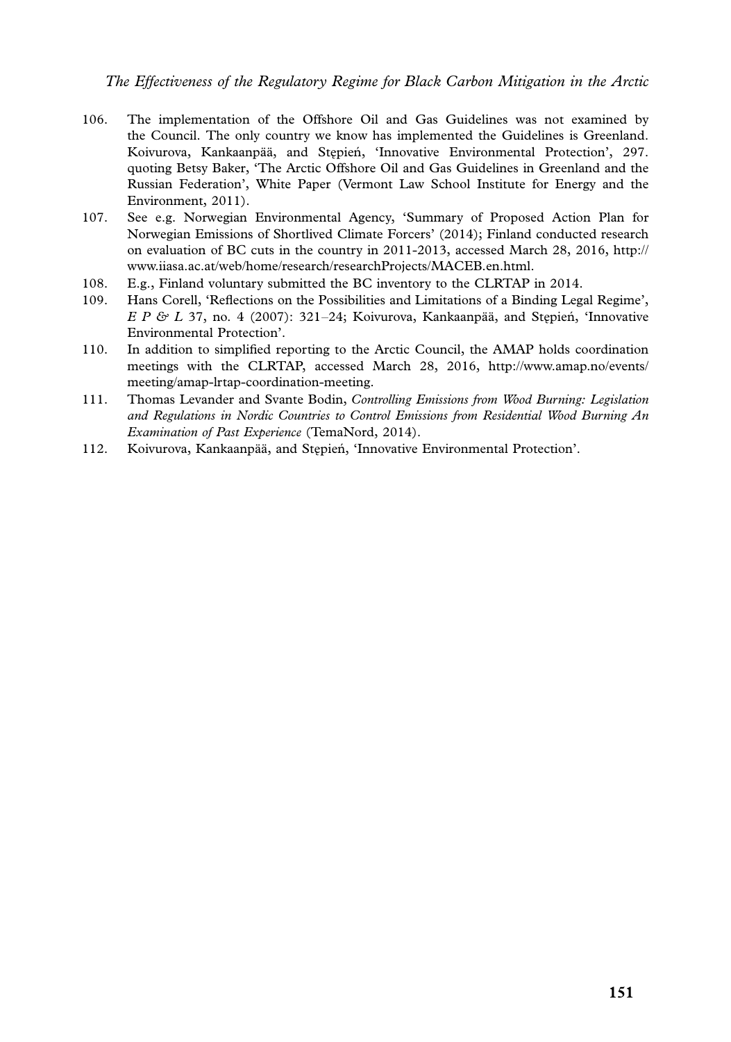106. The implementation of the Offshore Oil and Gas Guidelines was not examined by the Council. The only country we know has implemented the Guidelines is Greenland. Koivurova, Kankaanpää, and Stępień, 'Innovative Environmental Protection', 297. quoting Betsy Baker, 'The Arctic Offshore Oil and Gas Guidelines in Greenland and the Russian Federation', White Paper (Vermont Law School Institute for Energy and the Environment, 2011).
107. See e.g. Norwegian Environmental Agency, 'Summary of Proposed Action Plan for Norwegian Emissions of Shortlived Climate Forcers' (2014); Finland conducted research on evaluation of BC cuts in the country in 2011-2013, accessed March 28, 2016, http://www.iiasa.ac.at/web/home/research/researchProjects/MACEB.en.html.
108. E.g., Finland voluntary submitted the BC inventory to the CLRTAP in 2014.
109. Hans Corell, 'Reflections on the Possibilities and Limitations of a Binding Legal Regime', *E P & L* 37, no. 4 (2007): 321–24; Koivurova, Kankaanpää, and Stępień, 'Innovative Environmental Protection'.
110. In addition to simplified reporting to the Arctic Council, the AMAP holds coordination meetings with the CLRTAP, accessed March 28, 2016, http://www.amap.no/events/meeting/amap-lrtap-coordination-meeting.
111. Thomas Levander and Svante Bodin, *Controlling Emissions from Wood Burning: Legislation and Regulations in Nordic Countries to Control Emissions from Residential Wood Burning An Examination of Past Experience* (TemaNord, 2014).
112. Koivurova, Kankaanpää, and Stępień, 'Innovative Environmental Protection'.